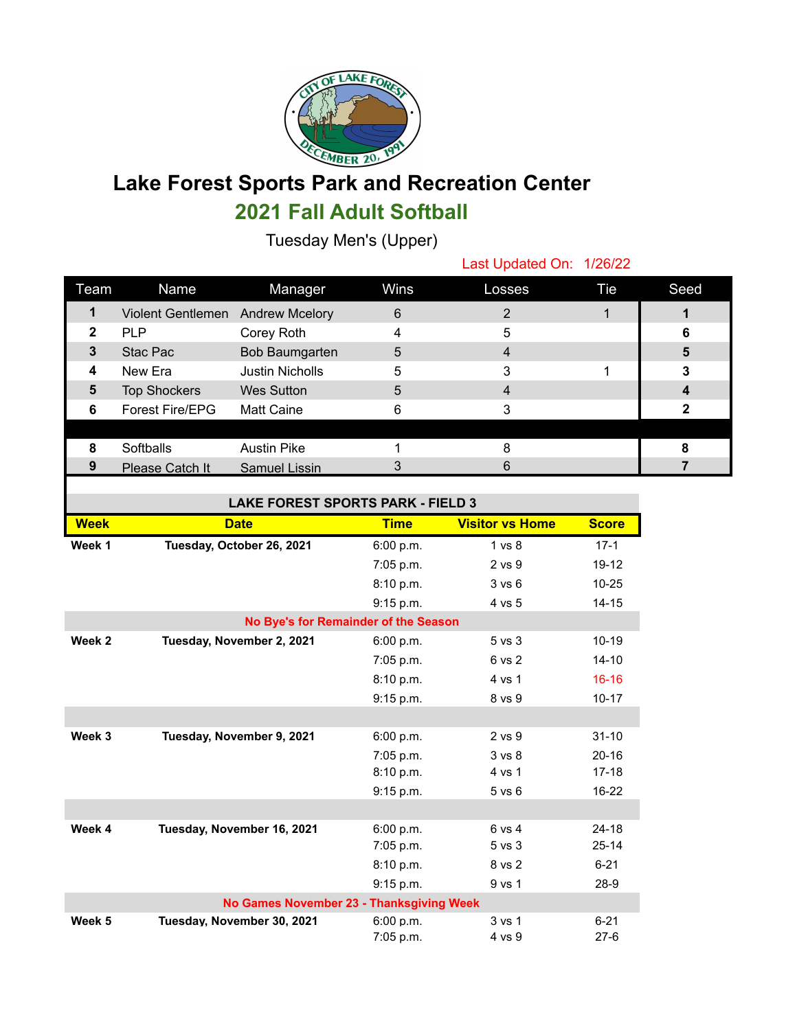# Lake Forest Sports Park and Recreation Center

## 2021 Fall Adult Softball

### Tuesday Men's (Upper)

Last Updated On: 1/26/22

| Team | Name | Manager | Wins | Losses | Tie | Seed |
|---|---|---|---|---|---|---|
| 1 | Violent Gentlemen | Andrew Mcelory | 6 | 2 | 1 | 1 |
| 2 | PLP | Corey Roth | 4 | 5 | | 6 |
| 3 | Stac Pac | Bob Baumgarten | 5 | 4 | | 5 |
| 4 | New Era | Justin Nicholls | 5 | 3 | 1 | 3 |
| 5 | Top Shockers | Wes Sutton | 5 | 4 | | 4 |
| 6 | Forest Fire/EPG | Matt Caine | 6 | 3 | | 2 |
| | | | | | | |
| 8 | Softballs | Austin Pike | 1 | 8 | | 8 |
| 9 | Please Catch It | Samuel Lissin | 3 | 6 | | 7 |

**LAKE FOREST SPORTS PARK - FIELD 3**

| Week | Date | Time | Visitor vs Home | Score |
|---|---|---|---|---|
| **Week 1** | **Tuesday, October 26, 2021** | 6:00 p.m. | 1 vs 8 | 17-1 |
| | | 7:05 p.m. | 2 vs 9 | 19-12 |
| | | 8:10 p.m. | 3 vs 6 | 10-25 |
| | | 9:15 p.m. | 4 vs 5 | 14-15 |
| | **No Bye's for Remainder of the Season** | | | |
| **Week 2** | **Tuesday, November 2, 2021** | 6:00 p.m. | 5 vs 3 | 10-19 |
| | | 7:05 p.m. | 6 vs 2 | 14-10 |
| | | 8:10 p.m. | 4 vs 1 | 16-16 |
| | | 9:15 p.m. | 8 vs 9 | 10-17 |
| **Week 3** | **Tuesday, November 9, 2021** | 6:00 p.m. | 2 vs 9 | 31-10 |
| | | 7:05 p.m. | 3 vs 8 | 20-16 |
| | | 8:10 p.m. | 4 vs 1 | 17-18 |
| | | 9:15 p.m. | 5 vs 6 | 16-22 |
| **Week 4** | **Tuesday, November 16, 2021** | 6:00 p.m. | 6 vs 4 | 24-18 |
| | | 7:05 p.m. | 5 vs 3 | 25-14 |
| | | 8:10 p.m. | 8 vs 2 | 6-21 |
| | | 9:15 p.m. | 9 vs 1 | 28-9 |
| | **No Games November 23 - Thanksgiving Week** | | | |
| **Week 5** | **Tuesday, November 30, 2021** | 6:00 p.m. | 3 vs 1 | 6-21 |
| | | 7:05 p.m. | 4 vs 9 | 27-6 |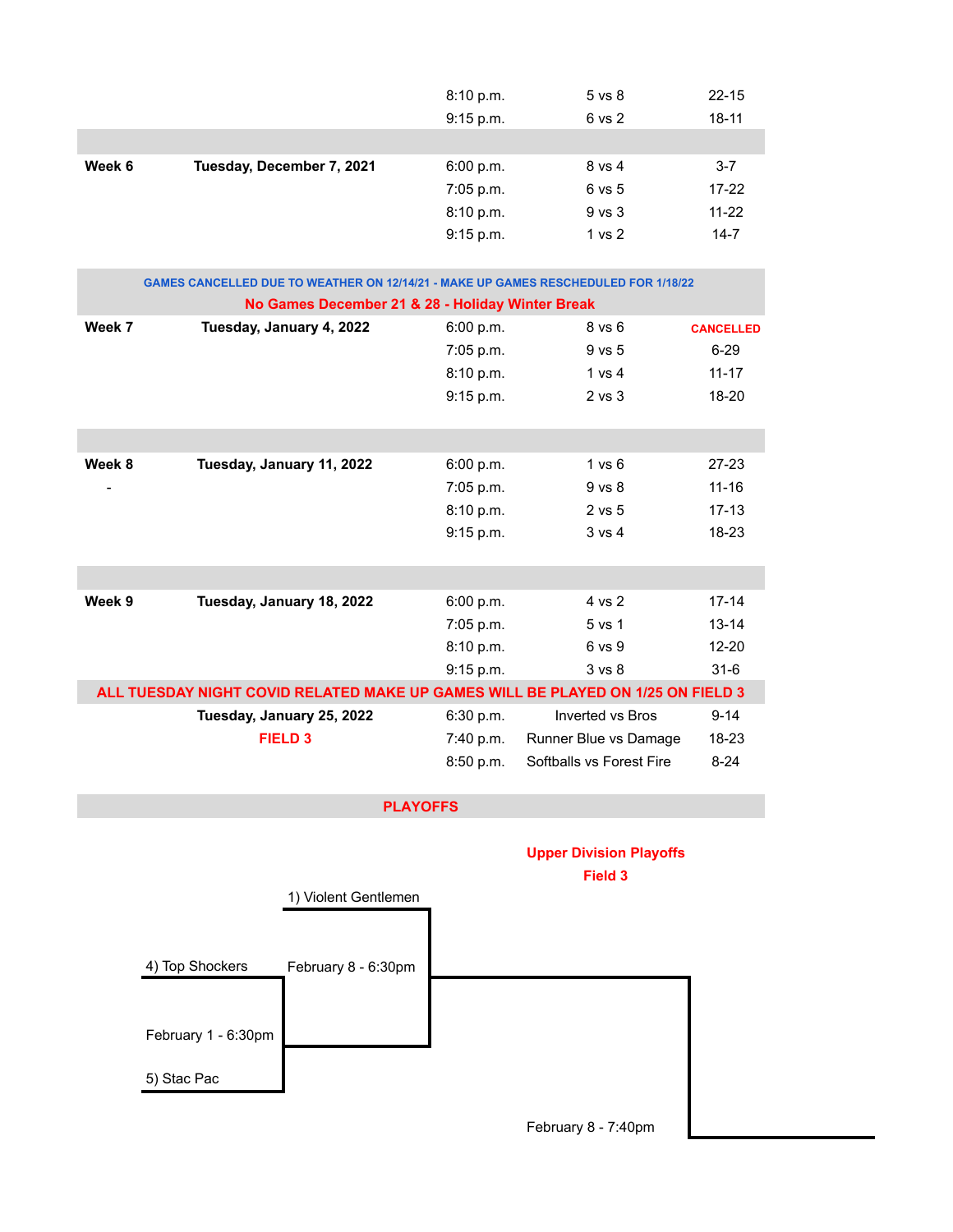| | | | | |
|---|---|---|---|---|
| | | 8:10 p.m. | 5 vs 8 | 22-15 |
| | | 9:15 p.m. | 6 vs 2 | 18-11 |
| **Week 6** | **Tuesday, December 7, 2021** | 6:00 p.m. | 8 vs 4 | 3-7 |
| | | 7:05 p.m. | 6 vs 5 | 17-22 |
| | | 8:10 p.m. | 9 vs 3 | 11-22 |
| | | 9:15 p.m. | 1 vs 2 | 14-7 |

**GAMES CANCELLED DUE TO WEATHER ON 12/14/21 - MAKE UP GAMES RESCHEDULED FOR 1/18/22**

**No Games December 21 & 28 - Holiday Winter Break**

| | | | | |
|---|---|---|---|---|
| **Week 7** | **Tuesday, January 4, 2022** | 6:00 p.m. | 8 vs 6 | **CANCELLED** |
| | | 7:05 p.m. | 9 vs 5 | 6-29 |
| | | 8:10 p.m. | 1 vs 4 | 11-17 |
| | | 9:15 p.m. | 2 vs 3 | 18-20 |
| **Week 8** | **Tuesday, January 11, 2022** | 6:00 p.m. | 1 vs 6 | 27-23 |
| - | | 7:05 p.m. | 9 vs 8 | 11-16 |
| | | 8:10 p.m. | 2 vs 5 | 17-13 |
| | | 9:15 p.m. | 3 vs 4 | 18-23 |
| **Week 9** | **Tuesday, January 18, 2022** | 6:00 p.m. | 4 vs 2 | 17-14 |
| | | 7:05 p.m. | 5 vs 1 | 13-14 |
| | | 8:10 p.m. | 6 vs 9 | 12-20 |
| | | 9:15 p.m. | 3 vs 8 | 31-6 |

**ALL TUESDAY NIGHT COVID RELATED MAKE UP GAMES WILL BE PLAYED ON 1/25 ON FIELD 3**

| | | | | |
|---|---|---|---|---|
| | **Tuesday, January 25, 2022** | 6:30 p.m. | Inverted vs Bros | 9-14 |
| | **FIELD 3** | 7:40 p.m. | Runner Blue vs Damage | 18-23 |
| | | 8:50 p.m. | Softballs vs Forest Fire | 8-24 |

## PLAYOFFS

**Upper Division Playoffs**
**Field 3**

- 4) Top Shockers vs 5) Stac Pac — February 1 - 6:30pm
- 1) Violent Gentlemen vs Winner (4/5) — February 8 - 6:30pm
- February 8 - 7:40pm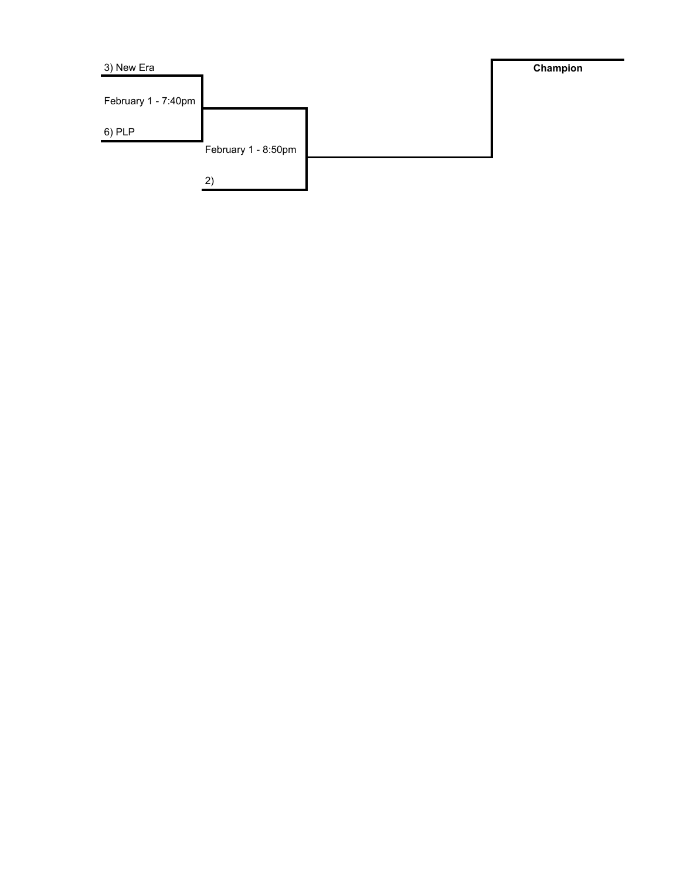3) New Era

February 1 - 7:40pm

6) PLP

February 1 - 8:50pm

2)

**Champion**